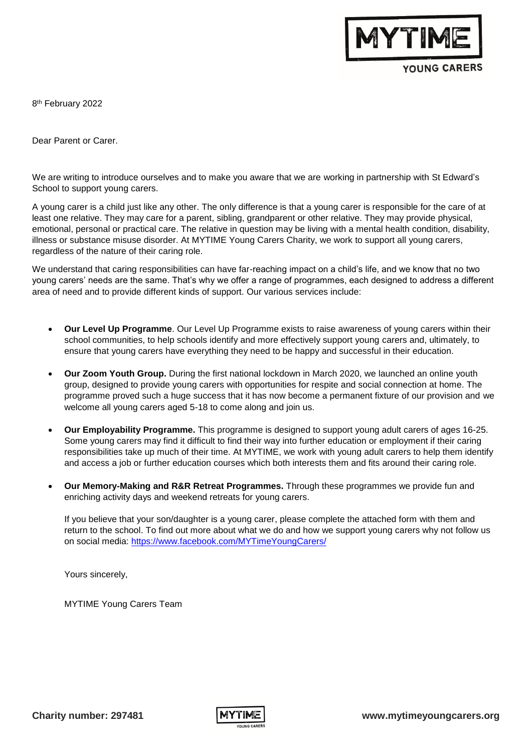8th February 2022

Dear Parent or Carer.

We are writing to introduce ourselves and to make you aware that we are working in partnership with St Edward's School to support young carers.

A young carer is a child just like any other. The only difference is that a young carer is responsible for the care of at least one relative. They may care for a parent, sibling, grandparent or other relative. They may provide physical, emotional, personal or practical care. The relative in question may be living with a mental health condition, disability, illness or substance misuse disorder. At MYTIME Young Carers Charity, we work to support all young carers, regardless of the nature of their caring role.

We understand that caring responsibilities can have far-reaching impact on a child's life, and we know that no two young carers' needs are the same. That's why we offer a range of programmes, each designed to address a different area of need and to provide different kinds of support. Our various services include:

- **Our Level Up Programme**. Our Level Up Programme exists to raise awareness of young carers within their school communities, to help schools identify and more effectively support young carers and, ultimately, to ensure that young carers have everything they need to be happy and successful in their education.
- **Our Zoom Youth Group.** During the first national lockdown in March 2020, we launched an online youth group, designed to provide young carers with opportunities for respite and social connection at home. The programme proved such a huge success that it has now become a permanent fixture of our provision and we welcome all young carers aged 5-18 to come along and join us.
- **Our Employability Programme.** This programme is designed to support young adult carers of ages 16-25. Some young carers may find it difficult to find their way into further education or employment if their caring responsibilities take up much of their time. At MYTIME, we work with young adult carers to help them identify and access a job or further education courses which both interests them and fits around their caring role.
- **Our Memory-Making and R&R Retreat Programmes.** Through these programmes we provide fun and enriching activity days and weekend retreats for young carers.

If you believe that your son/daughter is a young carer, please complete the attached form with them and return to the school. To find out more about what we do and how we support young carers why not follow us on social media: https://www.facebook.com/MYTimeYoungCarers/

Yours sincerely,

MYTIME Young Carers Team

**Charity number: 297481** **www.mytimeyoungcarers.org**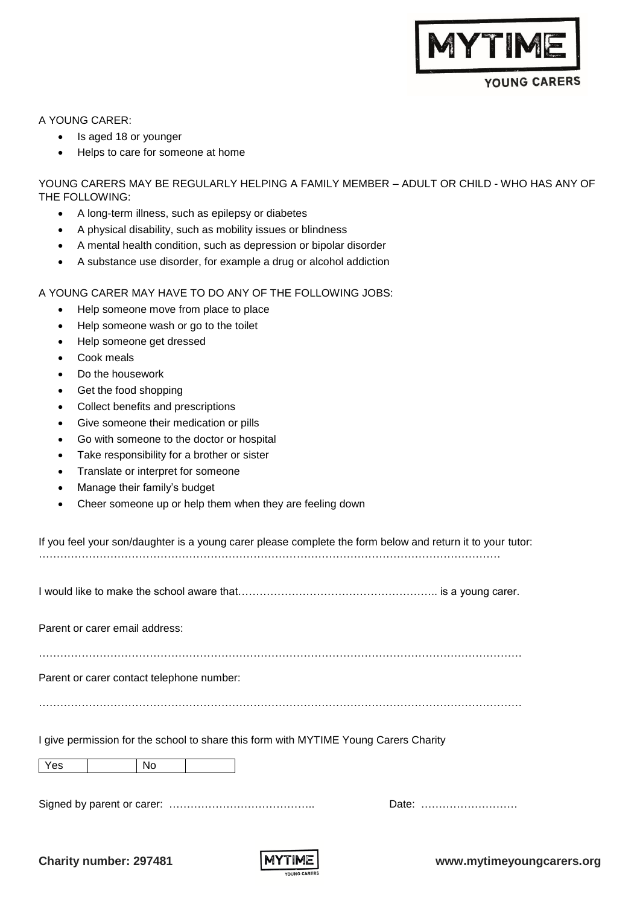A YOUNG CARER:

- Is aged 18 or younger
- Helps to care for someone at home

YOUNG CARERS MAY BE REGULARLY HELPING A FAMILY MEMBER – ADULT OR CHILD - WHO HAS ANY OF THE FOLLOWING:

- A long-term illness, such as epilepsy or diabetes
- A physical disability, such as mobility issues or blindness
- A mental health condition, such as depression or bipolar disorder
- A substance use disorder, for example a drug or alcohol addiction

A YOUNG CARER MAY HAVE TO DO ANY OF THE FOLLOWING JOBS:

- Help someone move from place to place
- Help someone wash or go to the toilet
- Help someone get dressed
- Cook meals
- Do the housework
- Get the food shopping
- Collect benefits and prescriptions
- Give someone their medication or pills
- Go with someone to the doctor or hospital
- Take responsibility for a brother or sister
- Translate or interpret for someone
- Manage their family's budget
- Cheer someone up or help them when they are feeling down

If you feel your son/daughter is a young carer please complete the form below and return it to your tutor: ……………………………………………………………………………………………………………

I would like to make the school aware that……………………………………………….. is a young carer.

Parent or carer email address:

……………………………………………………………………………………………………………………

Parent or carer contact telephone number:

……………………………………………………………………………………………………………………

I give permission for the school to share this form with MYTIME Young Carers Charity

| Yes | | No | |
|---|---|---|---|

Signed by parent or carer: ………………………………….. Date: ………………………

**Charity number: 297481** **www.mytimeyoungcarers.org**